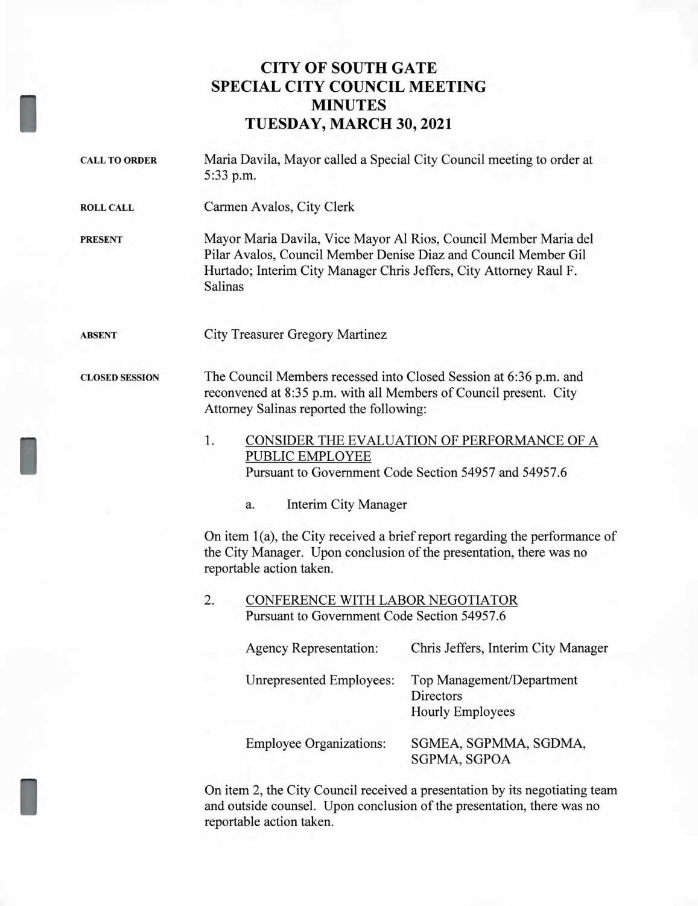# CITY OF SOUTH GATE
# SPECIAL CITY COUNCIL MEETING
# MINUTES
# TUESDAY, MARCH 30, 2021

**CALL TO ORDER**

Maria Davila, Mayor called a Special City Council meeting to order at 5:33 p.m.

**ROLL CALL**

Carmen Avalos, City Clerk

**PRESENT**

Mayor Maria Davila, Vice Mayor Al Rios, Council Member Maria del Pilar Avalos, Council Member Denise Diaz and Council Member Gil Hurtado; Interim City Manager Chris Jeffers, City Attorney Raul F. Salinas

**ABSENT**

City Treasurer Gregory Martinez

**CLOSED SESSION**

The Council Members recessed into Closed Session at 6:36 p.m. and reconvened at 8:35 p.m. with all Members of Council present. City Attorney Salinas reported the following:

1. CONSIDER THE EVALUATION OF PERFORMANCE OF A PUBLIC EMPLOYEE
   Pursuant to Government Code Section 54957 and 54957.6

   a. Interim City Manager

On item 1(a), the City received a brief report regarding the performance of the City Manager. Upon conclusion of the presentation, there was no reportable action taken.

2. CONFERENCE WITH LABOR NEGOTIATOR
   Pursuant to Government Code Section 54957.6

| | |
|---|---|
| Agency Representation: | Chris Jeffers, Interim City Manager |
| Unrepresented Employees: | Top Management/Department Directors<br>Hourly Employees |
| Employee Organizations: | SGMEA, SGPMMA, SGDMA, SGPMA, SGPOA |

On item 2, the City Council received a presentation by its negotiating team and outside counsel. Upon conclusion of the presentation, there was no reportable action taken.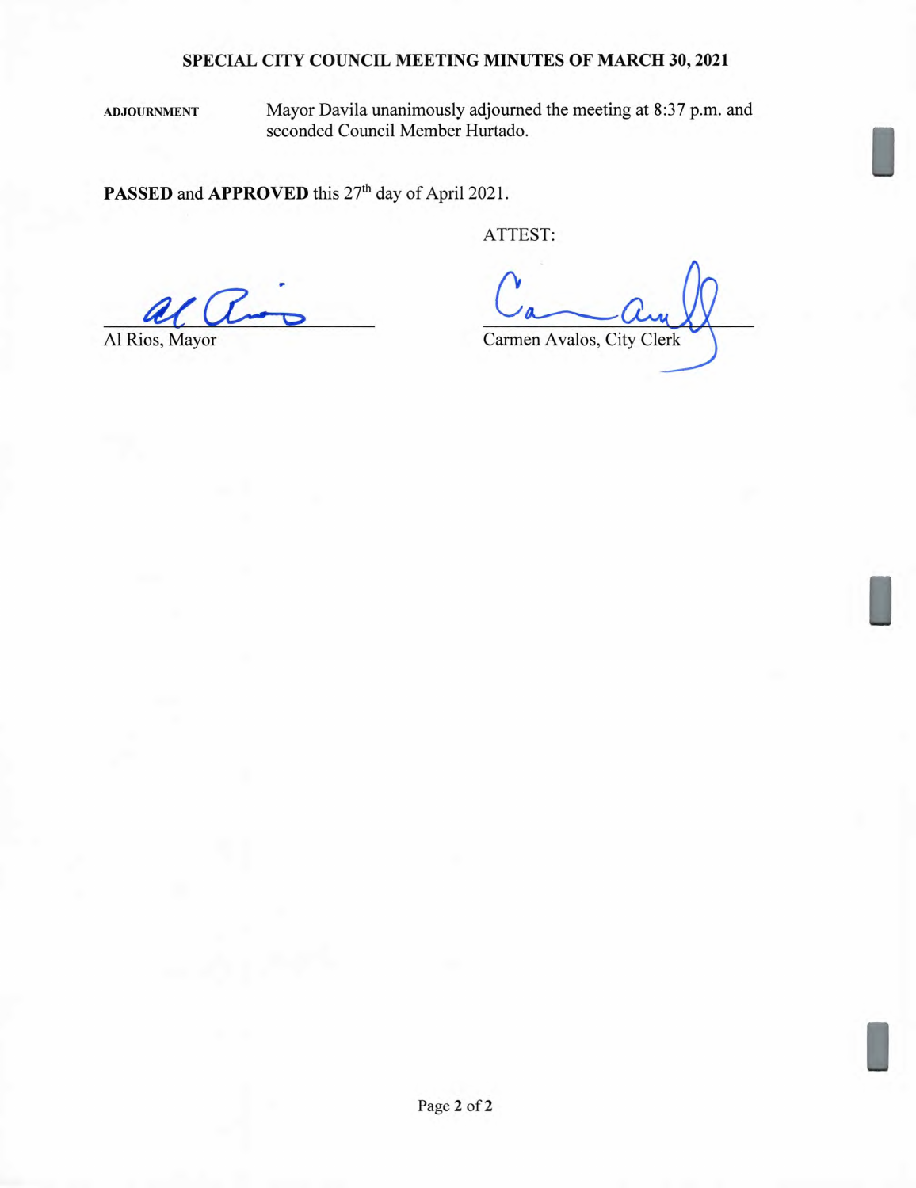SPECIAL CITY COUNCIL MEETING MINUTES OF MARCH 30, 2021

**ADJOURNMENT** Mayor Davila unanimously adjourned the meeting at 8:37 p.m. and seconded Council Member Hurtado.

**PASSED** and **APPROVED** this 27th day of April 2021.

ATTEST:

Al Rios, Mayor

Carmen Avalos, City Clerk